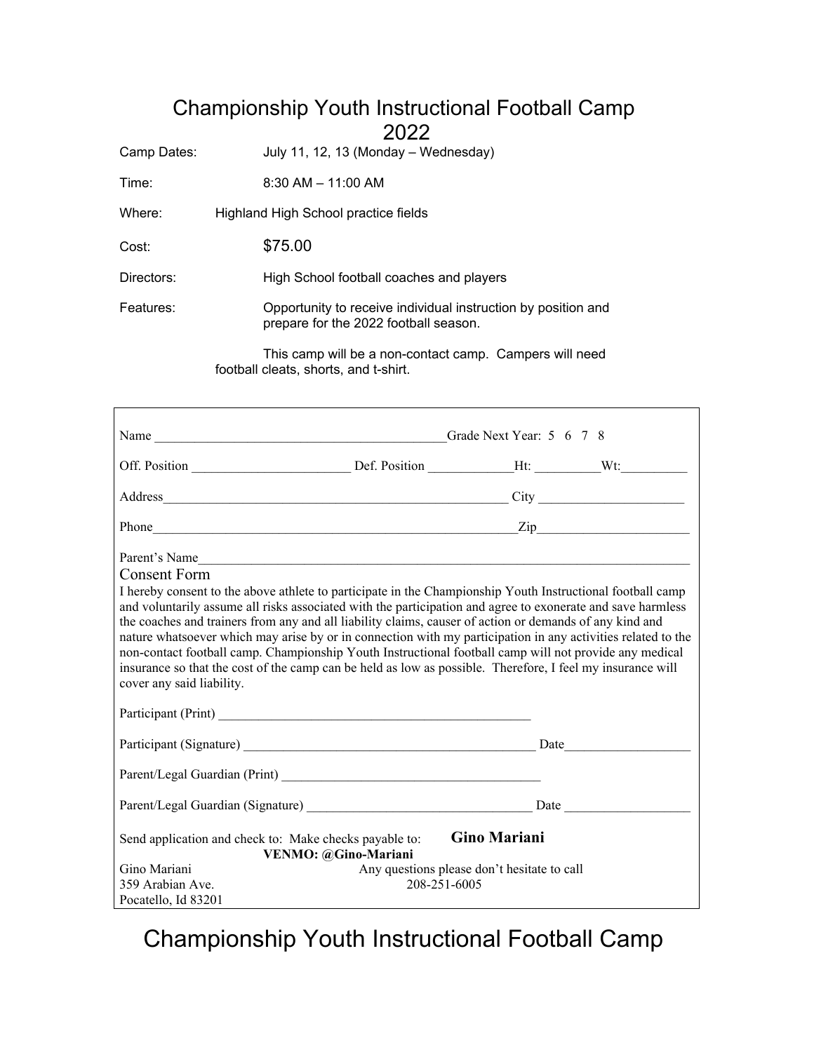# Championship Youth Instructional Football Camp 2022

Camp Dates: July 11, 12, 13 (Monday – Wednesday)

Time: 8:30 AM – 11:00 AM

Where: Highland High School practice fields

Cost: $75.00

Directors: High School football coaches and players

Features: Opportunity to receive individual instruction by position and prepare for the 2022 football season.

This camp will be a non-contact camp. Campers will need football cleats, shorts, and t-shirt.

---

Name ____________________________________________ Grade Next Year: 5 6 7 8

Off. Position ________________________ Def. Position _____________ Ht: __________ Wt: __________

Address ____________________________________________________ City ______________________

Phone ________________________________________________________ Zip _______________________

Parent's Name ______________________________________________________________________________

## Consent Form

I hereby consent to the above athlete to participate in the Championship Youth Instructional football camp and voluntarily assume all risks associated with the participation and agree to exonerate and save harmless the coaches and trainers from any and all liability claims, causer of action or demands of any kind and nature whatsoever which may arise by or in connection with my participation in any activities related to the non-contact football camp. Championship Youth Instructional football camp will not provide any medical insurance so that the cost of the camp can be held as low as possible. Therefore, I feel my insurance will cover any said liability.

Participant (Print) __________________________________________________

Participant (Signature) ______________________________________________ Date ___________________

Parent/Legal Guardian (Print) ________________________________________

Parent/Legal Guardian (Signature) ___________________________________ Date ___________________

Send application and check to: Make checks payable to: **Gino Mariani**

**VENMO: @Gino-Mariani**

Gino Mariani
359 Arabian Ave.
Pocatello, Id 83201

Any questions please don't hesitate to call
208-251-6005

# Championship Youth Instructional Football Camp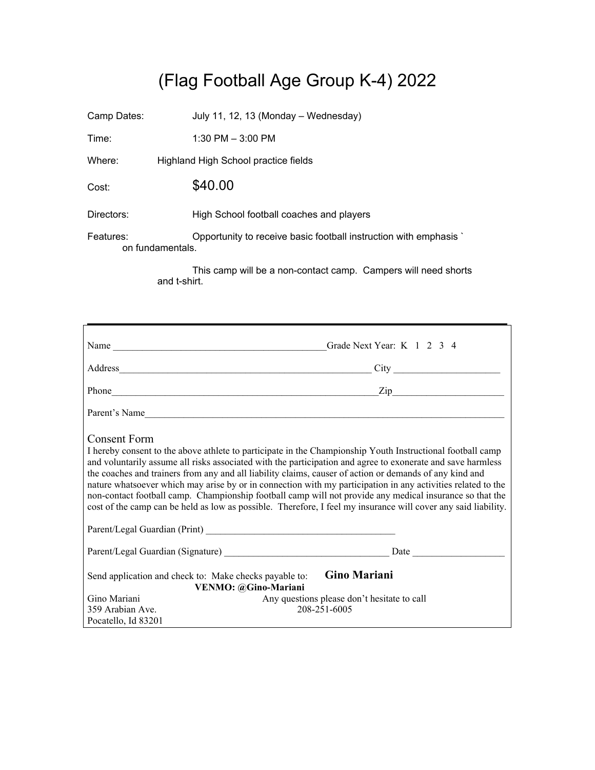# (Flag Football Age Group K-4) 2022

Camp Dates: July 11, 12, 13 (Monday – Wednesday)

Time: 1:30 PM – 3:00 PM

Where: Highland High School practice fields

Cost: $40.00

Directors: High School football coaches and players

Features: Opportunity to receive basic football instruction with emphasis ` on fundamentals.

This camp will be a non-contact camp. Campers will need shorts and t-shirt.

---

Name ____________________________________________ Grade Next Year: K 1 2 3 4

Address ____________________________________________________ City ______________________

Phone ______________________________________________________ Zip ______________________

Parent's Name ____________________________________________________________________________

Consent Form

I hereby consent to the above athlete to participate in the Championship Youth Instructional football camp and voluntarily assume all risks associated with the participation and agree to exonerate and save harmless the coaches and trainers from any and all liability claims, causer of action or demands of any kind and nature whatsoever which may arise by or in connection with my participation in any activities related to the non-contact football camp. Championship football camp will not provide any medical insurance so that the cost of the camp can be held as low as possible. Therefore, I feel my insurance will cover any said liability.

Parent/Legal Guardian (Print) _______________________________________

Parent/Legal Guardian (Signature) _________________________________ Date ___________________

Send application and check to: Make checks payable to: **Gino Mariani**

**VENMO: @Gino-Mariani**

Gino Mariani
359 Arabian Ave.
Pocatello, Id 83201

Any questions please don't hesitate to call
208-251-6005